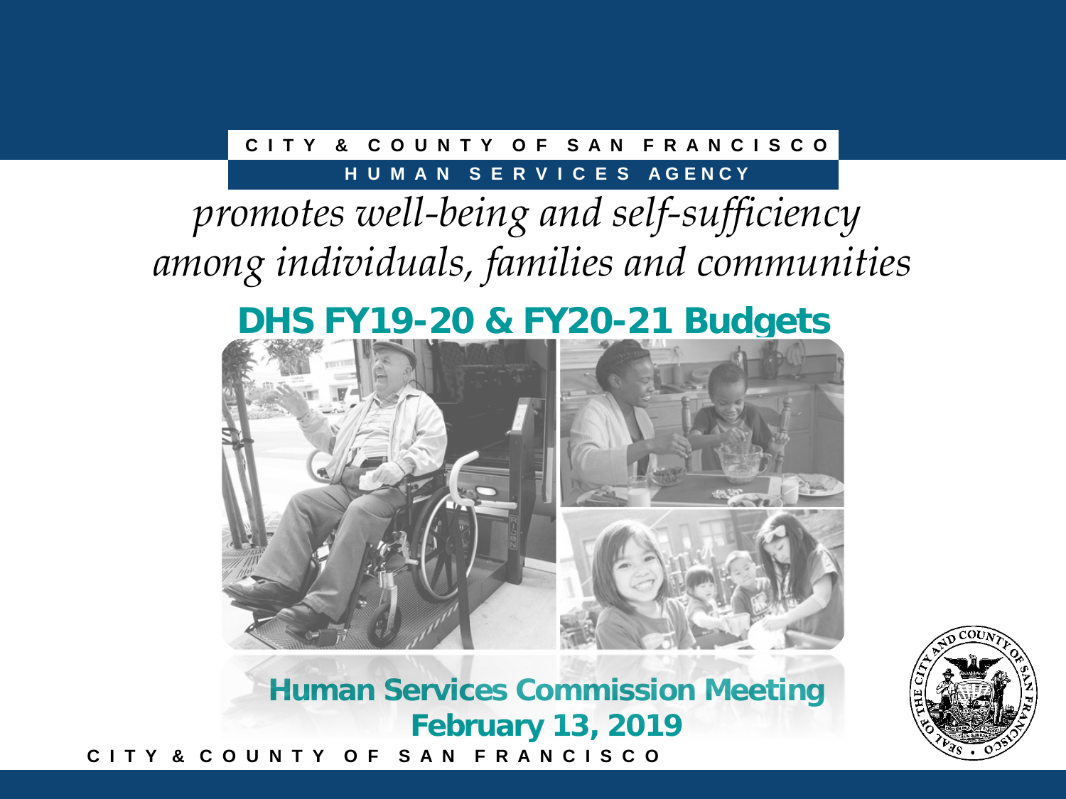CITY & COUNTY OF SAN FRANCISCO

HUMAN SERVICES AGENCY

*promotes well-being and self-sufficiency among individuals, families and communities*

# DHS FY19-20 & FY20-21 Budgets

## Human Services Commission Meeting
## February 13, 2019

CITY & COUNTY OF SAN FRANCISCO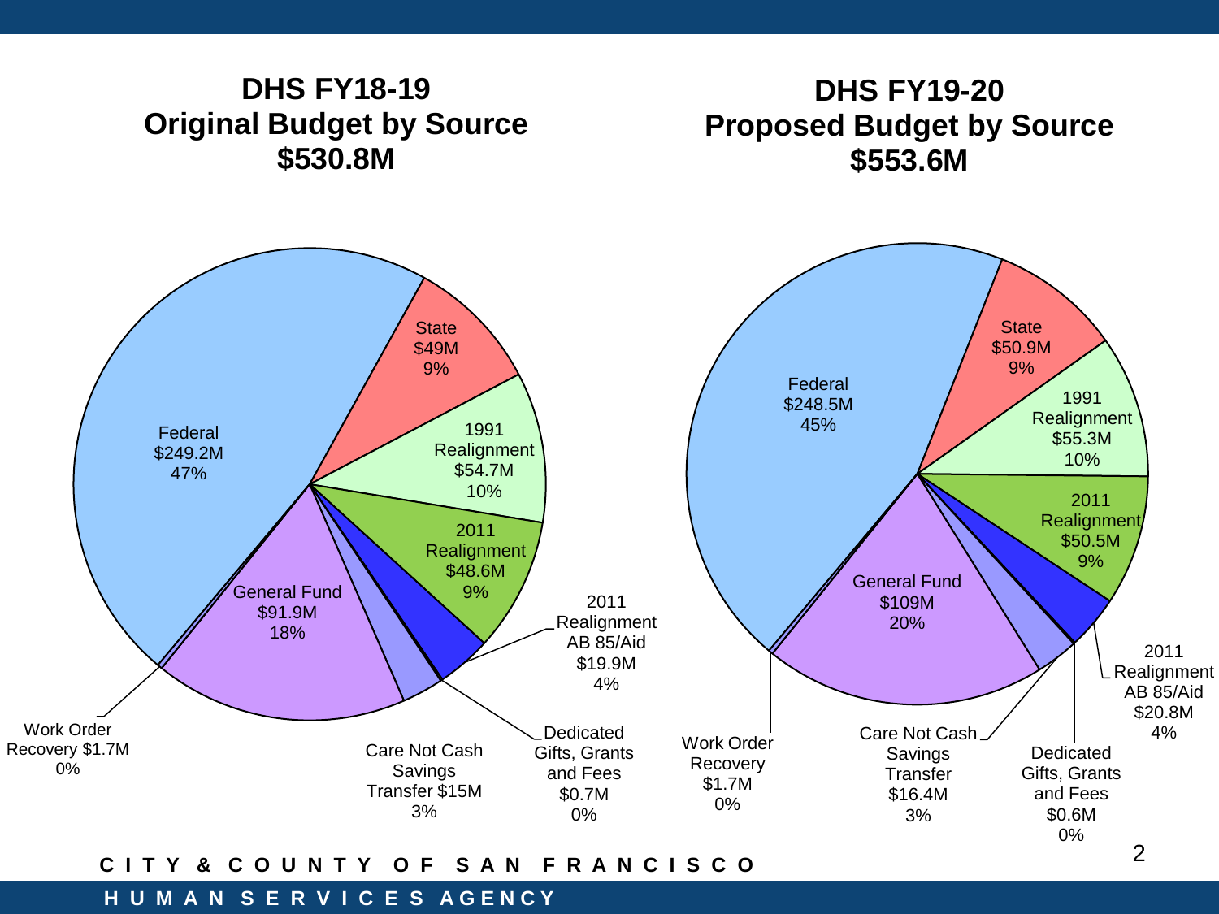## DHS FY18-19 Original Budget by Source $530.8M

| Source | Amount | Percent |
|---|---|---|
| Federal | $249.2M | 47% |
| State | $49M | 9% |
| 1991 Realignment | $54.7M | 10% |
| 2011 Realignment | $48.6M | 9% |
| 2011 Realignment AB 85/Aid | $19.9M | 4% |
| Dedicated Gifts, Grants and Fees | $0.7M | 0% |
| Care Not Cash Savings Transfer | $15M | 3% |
| General Fund | $91.9M | 18% |
| Work Order Recovery | $1.7M | 0% |

## DHS FY19-20 Proposed Budget by Source $553.6M

| Source | Amount | Percent |
|---|---|---|
| Federal | $248.5M | 45% |
| State | $50.9M | 9% |
| 1991 Realignment | $55.3M | 10% |
| 2011 Realignment | $50.5M | 9% |
| 2011 Realignment AB 85/Aid | $20.8M | 4% |
| Dedicated Gifts, Grants and Fees | $0.6M | 0% |
| Care Not Cash Savings Transfer | $16.4M | 3% |
| General Fund | $109M | 20% |
| Work Order Recovery | $1.7M | 0% |

CITY & COUNTY OF SAN FRANCISCO

HUMAN SERVICES AGENCY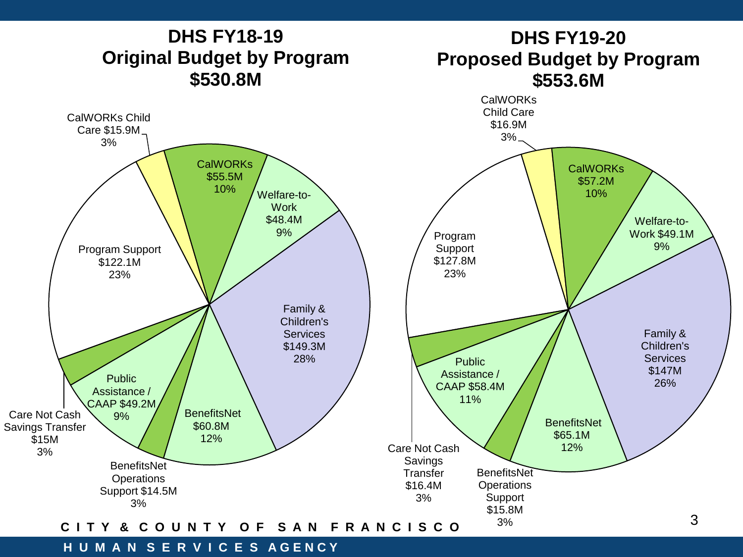## DHS FY18-19 Original Budget by Program $530.8M

| Program | Amount | Percent |
|---|---|---|
| CalWORKs Child Care | $15.9M | 3% |
| CalWORKs | $55.5M | 10% |
| Welfare-to-Work | $48.4M | 9% |
| Family & Children's Services | $149.3M | 28% |
| BenefitsNet | $60.8M | 12% |
| BenefitsNet Operations Support | $14.5M | 3% |
| Public Assistance / CAAP | $49.2M | 9% |
| Care Not Cash Savings Transfer | $15M | 3% |
| Program Support | $122.1M | 23% |

## DHS FY19-20 Proposed Budget by Program $553.6M

| Program | Amount | Percent |
|---|---|---|
| CalWORKs Child Care | $16.9M | 3% |
| CalWORKs | $57.2M | 10% |
| Welfare-to-Work | $49.1M | 9% |
| Family & Children's Services | $147M | 26% |
| BenefitsNet | $65.1M | 12% |
| BenefitsNet Operations Support | $15.8M | 3% |
| Public Assistance / CAAP | $58.4M | 11% |
| Care Not Cash Savings Transfer | $16.4M | 3% |
| Program Support | $127.8M | 23% |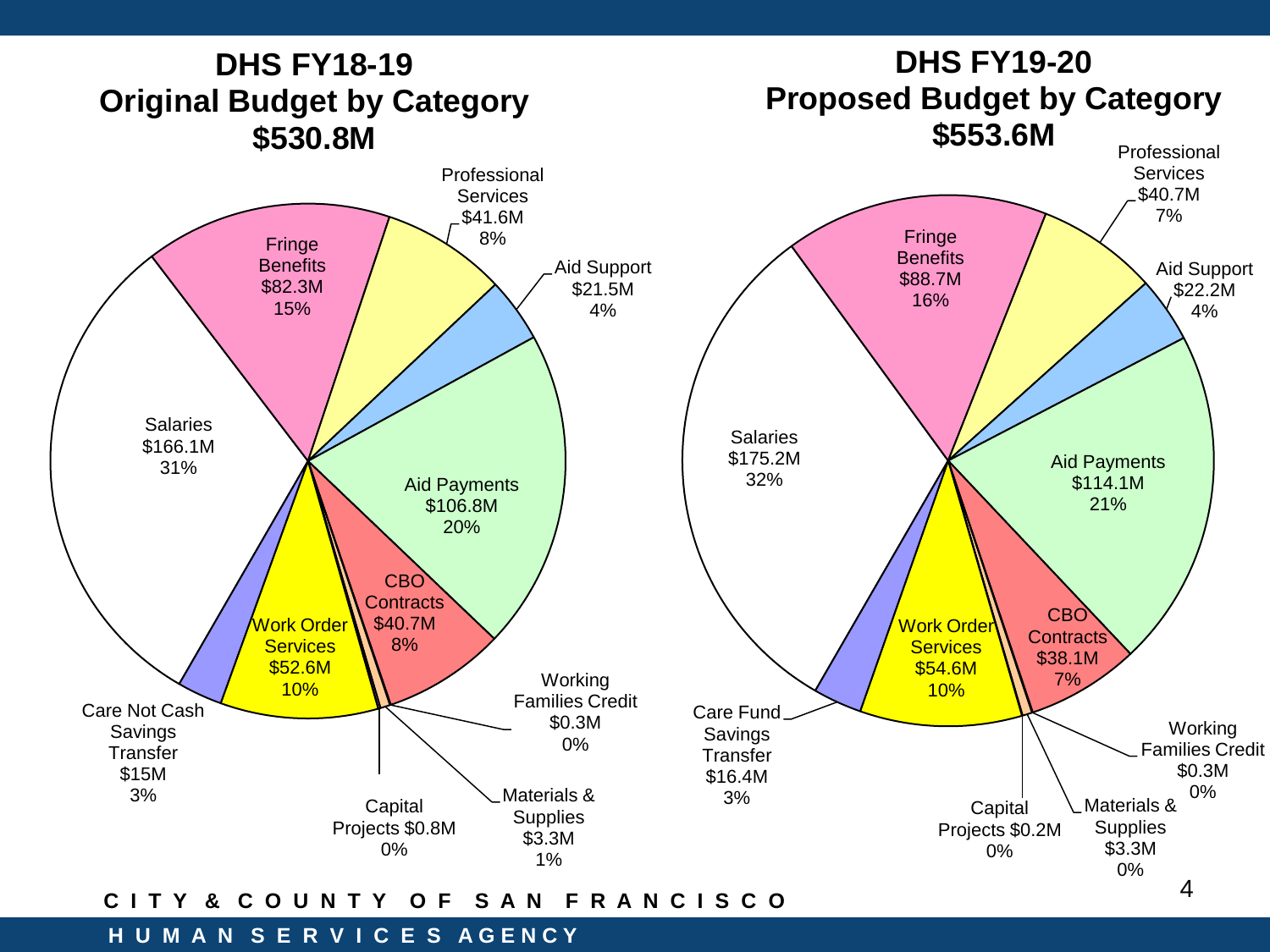## DHS FY18-19 Original Budget by Category $530.8M

| Category | Amount | Percent |
| --- | --- | --- |
| Salaries | $166.1M | 31% |
| Fringe Benefits | $82.3M | 15% |
| Professional Services | $41.6M | 8% |
| Aid Support | $21.5M | 4% |
| Aid Payments | $106.8M | 20% |
| CBO Contracts | $40.7M | 8% |
| Working Families Credit | $0.3M | 0% |
| Materials & Supplies | $3.3M | 1% |
| Capital Projects | $0.8M | 0% |
| Work Order Services | $52.6M | 10% |
| Care Not Cash Savings Transfer | $15M | 3% |

## DHS FY19-20 Proposed Budget by Category $553.6M

| Category | Amount | Percent |
| --- | --- | --- |
| Salaries | $175.2M | 32% |
| Fringe Benefits | $88.7M | 16% |
| Professional Services | $40.7M | 7% |
| Aid Support | $22.2M | 4% |
| Aid Payments | $114.1M | 21% |
| CBO Contracts | $38.1M | 7% |
| Working Families Credit | $0.3M | 0% |
| Materials & Supplies | $3.3M | 0% |
| Capital Projects | $0.2M | 0% |
| Work Order Services | $54.6M | 10% |
| Care Fund Savings Transfer | $16.4M | 3% |

CITY & COUNTY OF SAN FRANCISCO

HUMAN SERVICES AGENCY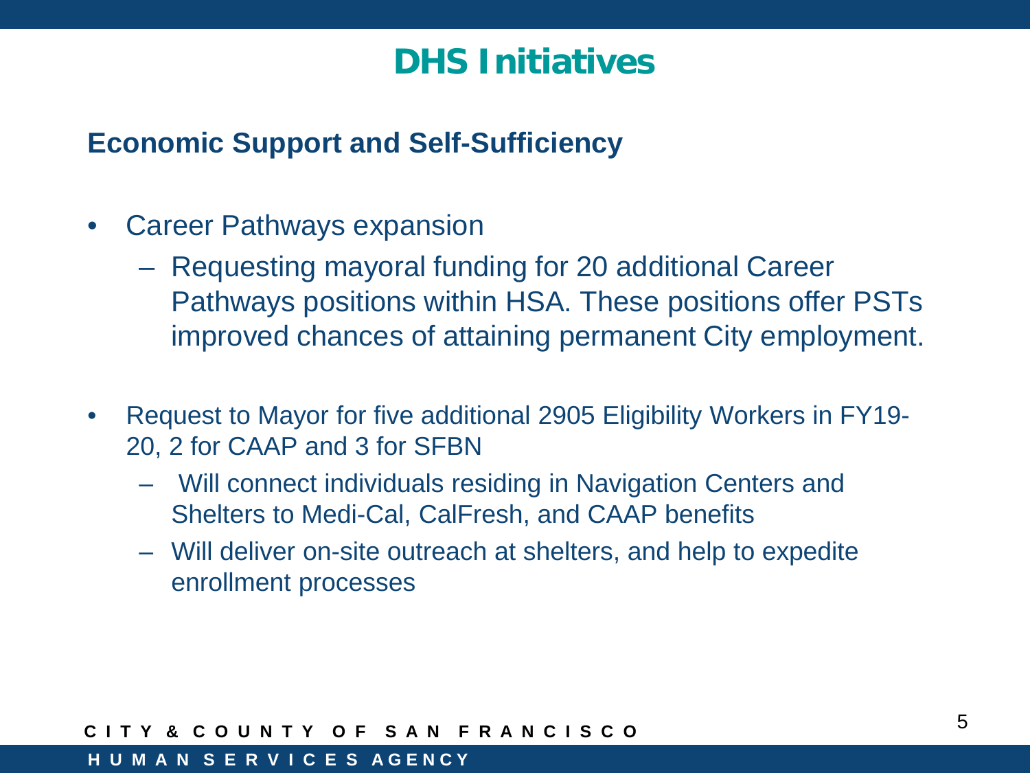# DHS Initiatives

## Economic Support and Self-Sufficiency

- Career Pathways expansion
  - Requesting mayoral funding for 20 additional Career Pathways positions within HSA. These positions offer PSTs improved chances of attaining permanent City employment.
- Request to Mayor for five additional 2905 Eligibility Workers in FY19-20, 2 for CAAP and 3 for SFBN
  - Will connect individuals residing in Navigation Centers and Shelters to Medi-Cal, CalFresh, and CAAP benefits
  - Will deliver on-site outreach at shelters, and help to expedite enrollment processes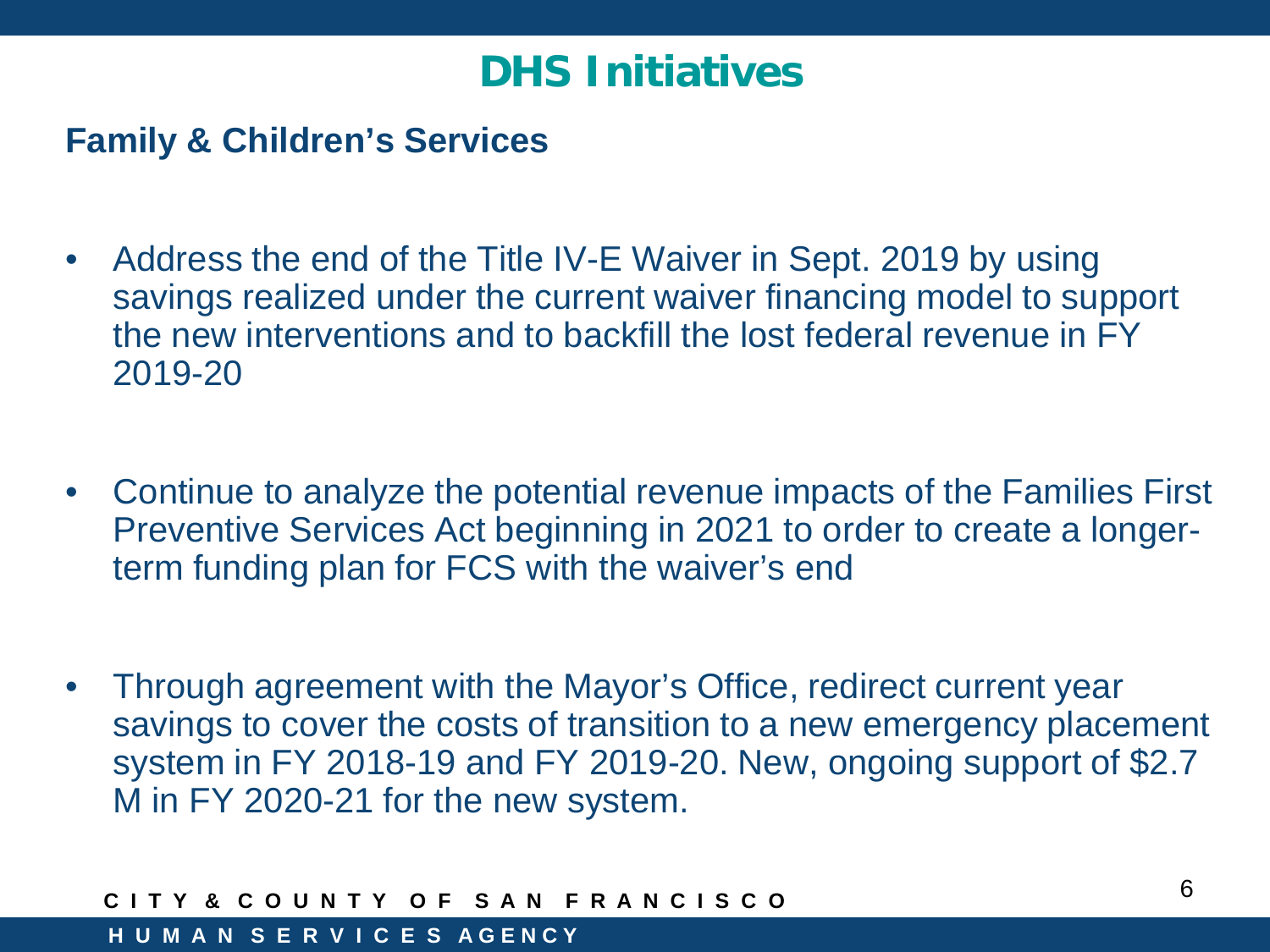# DHS Initiatives

## Family & Children's Services

- Address the end of the Title IV-E Waiver in Sept. 2019 by using savings realized under the current waiver financing model to support the new interventions and to backfill the lost federal revenue in FY 2019-20

- Continue to analyze the potential revenue impacts of the Families First Preventive Services Act beginning in 2021 to order to create a longer-term funding plan for FCS with the waiver's end

- Through agreement with the Mayor's Office, redirect current year savings to cover the costs of transition to a new emergency placement system in FY 2018-19 and FY 2019-20. New, ongoing support of $2.7 M in FY 2020-21 for the new system.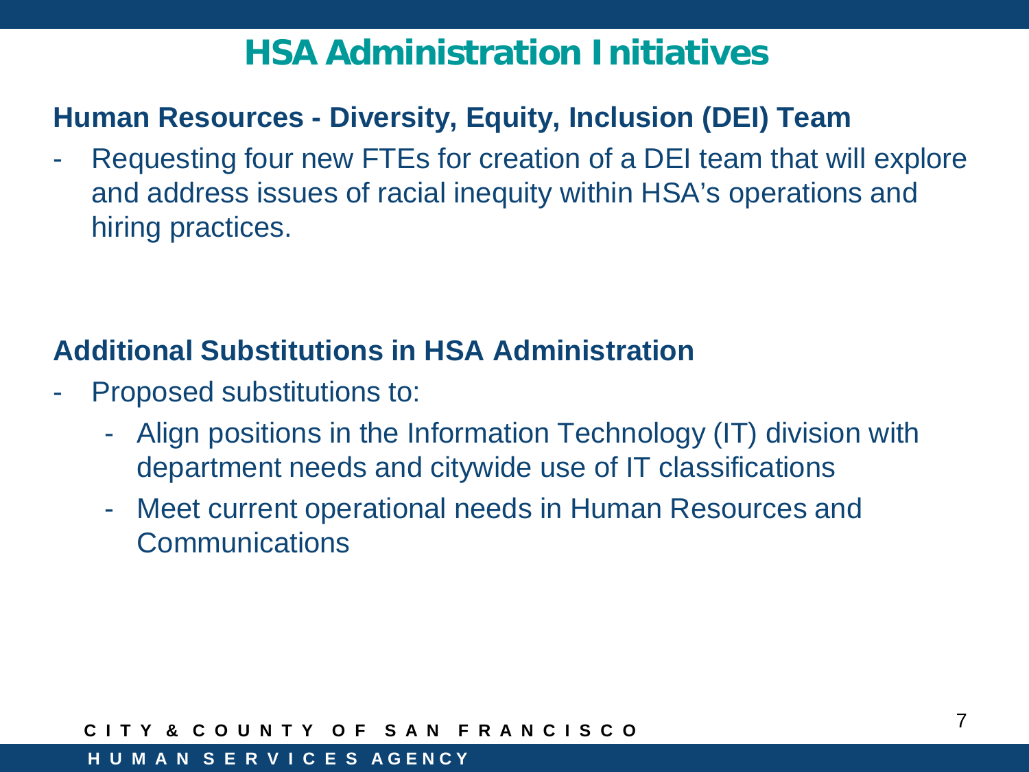# HSA Administration Initiatives

## Human Resources - Diversity, Equity, Inclusion (DEI) Team

- Requesting four new FTEs for creation of a DEI team that will explore and address issues of racial inequity within HSA's operations and hiring practices.

## Additional Substitutions in HSA Administration

- Proposed substitutions to:
  - Align positions in the Information Technology (IT) division with department needs and citywide use of IT classifications
  - Meet current operational needs in Human Resources and Communications